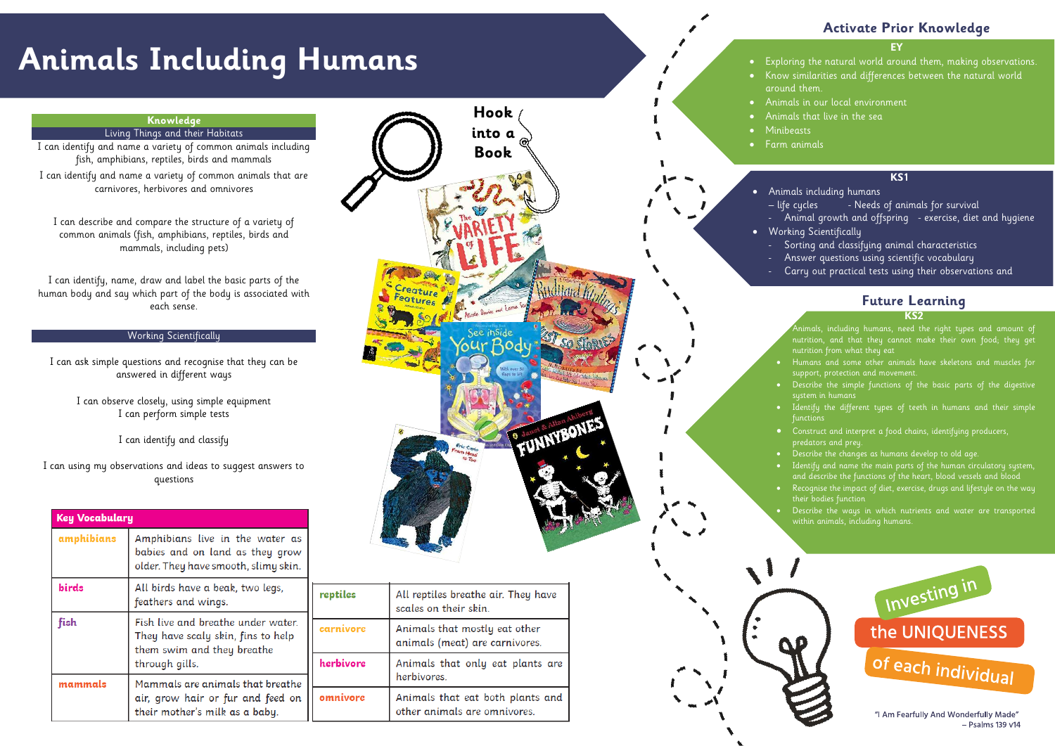# Animals Including Humans

## Knowledge

### Living Things and their Habitats

I can identify and name a variety of common animals including fish, amphibians, reptiles, birds and mammals

I can identify and name a variety of common animals that are carnivores, herbivores and omnivores

I can describe and compare the structure of a variety of common animals (fish, amphibians, reptiles, birds and mammals, including pets)

I can identify, name, draw and label the basic parts of the human body and say which part of the body is associated with each sense.

### Working Scientifically

I can ask simple questions and recognise that they can be answered in different ways

I can observe closely, using simple equipment
I can perform simple tests

I can identify and classify

I can using my observations and ideas to suggest answers to questions

## Key Vocabulary

| Key Vocabulary | |
|---|---|
| **amphibians** | Amphibians live in the water as babies and on land as they grow older. They have smooth, slimy skin. |
| **birds** | All birds have a beak, two legs, feathers and wings. |
| **fish** | Fish live and breathe under water. They have scaly skin, fins to help them swim and they breathe through gills. |
| **mammals** | Mammals are animals that breathe air, grow hair or fur and feed on their mother's milk as a baby. |
| **reptiles** | All reptiles breathe air. They have scales on their skin. |
| **carnivore** | Animals that mostly eat other animals (meat) are carnivores. |
| **herbivore** | Animals that only eat plants are herbivores. |
| **omnivore** | Animals that eat both plants and other animals are omnivores. |

## Hook into a Book

## Activate Prior Knowledge

### EY

- Exploring the natural world around them, making observations.
- Know similarities and differences between the natural world around them.
- Animals in our local environment
- Animals that live in the sea
- Minibeasts
- Farm animals

### KS1

- Animals including humans
  - life cycles
  - Needs of animals for survival
  - Animal growth and offspring
  - exercise, diet and hygiene
- Working Scientifically
  - Sorting and classifying animal characteristics
  - Answer questions using scientific vocabulary
  - Carry out practical tests using their observations and

## Future Learning

### KS2

- Animals, including humans, need the right types and amount of nutrition, and that they cannot make their own food; they get nutrition from what they eat
- Humans and some other animals have skeletons and muscles for support, protection and movement.
- Describe the simple functions of the basic parts of the digestive system in humans
- Identify the different types of teeth in humans and their simple functions
- Construct and interpret a food chains, identifying producers, predators and prey.
- Describe the changes as humans develop to old age.
- Identify and name the main parts of the human circulatory system, and describe the functions of the heart, blood vessels and blood
- Recognise the impact of diet, exercise, drugs and lifestyle on the way their bodies function
- Describe the ways in which nutrients and water are transported within animals, including humans.

Investing in the UNIQUENESS of each individual

"I Am Fearfully And Wonderfully Made"
– Psalms 139 v14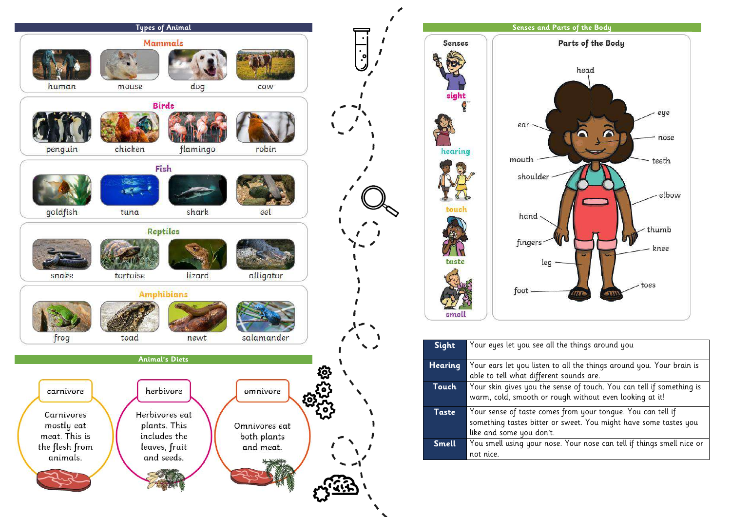## Types of Animal

### Mammals

human, mouse, dog, cow

### Birds

penguin, chicken, flamingo, robin

### Fish

goldfish, tuna, shark, eel

### Reptiles

snake, tortoise, lizard, alligator

### Amphibians

frog, toad, newt, salamander

## Animal's Diets

**carnivore**

Carnivores mostly eat meat. This is the flesh from animals.

**herbivore**

Herbivores eat plants. This includes the leaves, fruit and seeds.

**omnivore**

Omnivores eat both plants and meat.

## Senses and Parts of the Body

### Senses

sight

hearing

touch

taste

smell

### Parts of the Body

head, eye, ear, nose, mouth, teeth, shoulder, elbow, hand, thumb, fingers, knee, leg, toes, foot

| | |
|---|---|
| **Sight** | Your eyes let you see all the things around you |
| **Hearing** | Your ears let you listen to all the things around you. Your brain is able to tell what different sounds are. |
| **Touch** | Your skin gives you the sense of touch. You can tell if something is warm, cold, smooth or rough without even looking at it! |
| **Taste** | Your sense of taste comes from your tongue. You can tell if something tastes bitter or sweet. You might have some tastes you like and some you don't. |
| **Smell** | You smell using your nose. Your nose can tell if things smell nice or not nice. |